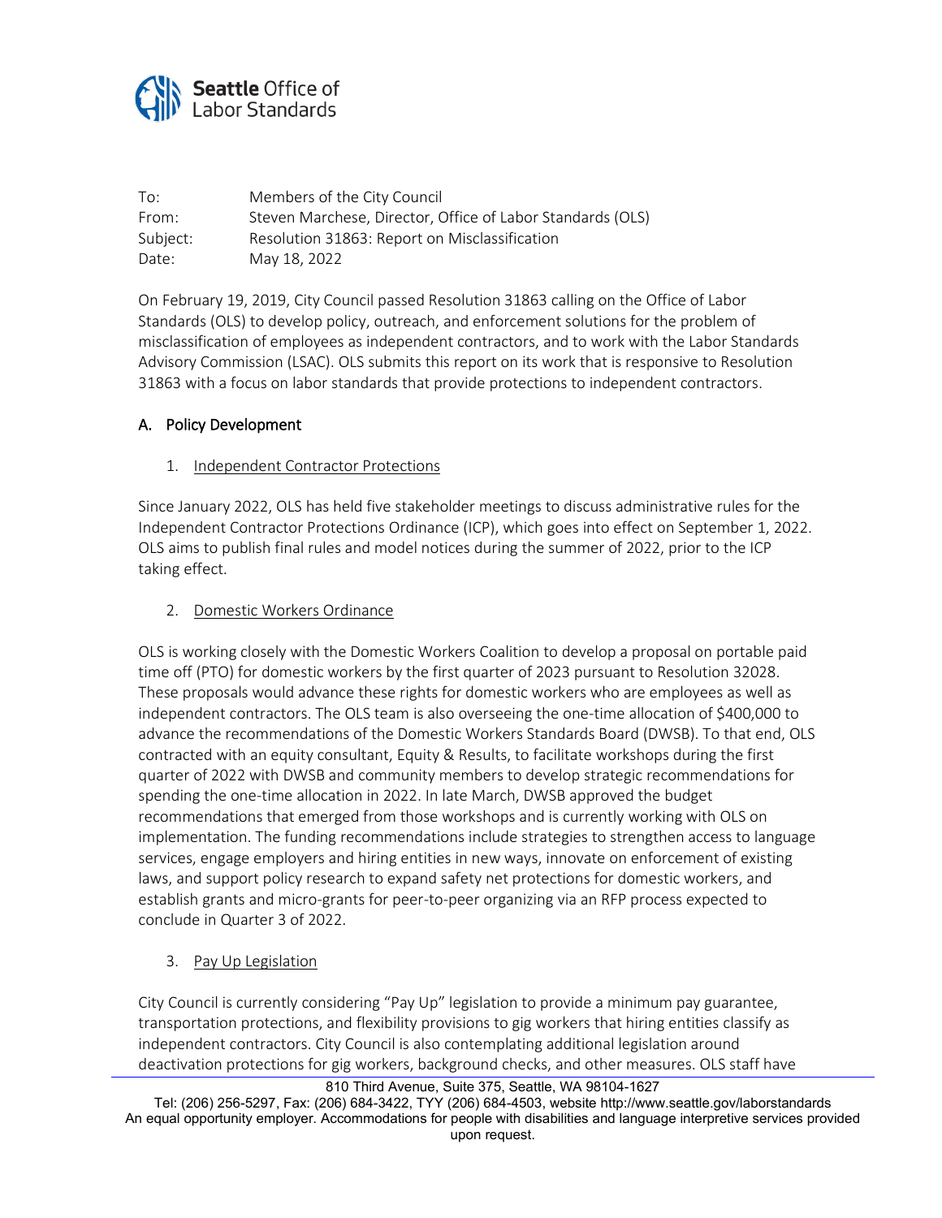**Seattle** Office of Labor Standards

| | |
|---|---|
| To: | Members of the City Council |
| From: | Steven Marchese, Director, Office of Labor Standards (OLS) |
| Subject: | Resolution 31863: Report on Misclassification |
| Date: | May 18, 2022 |

On February 19, 2019, City Council passed Resolution 31863 calling on the Office of Labor Standards (OLS) to develop policy, outreach, and enforcement solutions for the problem of misclassification of employees as independent contractors, and to work with the Labor Standards Advisory Commission (LSAC). OLS submits this report on its work that is responsive to Resolution 31863 with a focus on labor standards that provide protections to independent contractors.

## A. Policy Development

### 1. Independent Contractor Protections

Since January 2022, OLS has held five stakeholder meetings to discuss administrative rules for the Independent Contractor Protections Ordinance (ICP), which goes into effect on September 1, 2022. OLS aims to publish final rules and model notices during the summer of 2022, prior to the ICP taking effect.

### 2. Domestic Workers Ordinance

OLS is working closely with the Domestic Workers Coalition to develop a proposal on portable paid time off (PTO) for domestic workers by the first quarter of 2023 pursuant to Resolution 32028. These proposals would advance these rights for domestic workers who are employees as well as independent contractors. The OLS team is also overseeing the one-time allocation of $400,000 to advance the recommendations of the Domestic Workers Standards Board (DWSB). To that end, OLS contracted with an equity consultant, Equity & Results, to facilitate workshops during the first quarter of 2022 with DWSB and community members to develop strategic recommendations for spending the one-time allocation in 2022. In late March, DWSB approved the budget recommendations that emerged from those workshops and is currently working with OLS on implementation. The funding recommendations include strategies to strengthen access to language services, engage employers and hiring entities in new ways, innovate on enforcement of existing laws, and support policy research to expand safety net protections for domestic workers, and establish grants and micro-grants for peer-to-peer organizing via an RFP process expected to conclude in Quarter 3 of 2022.

### 3. Pay Up Legislation

City Council is currently considering "Pay Up" legislation to provide a minimum pay guarantee, transportation protections, and flexibility provisions to gig workers that hiring entities classify as independent contractors. City Council is also contemplating additional legislation around deactivation protections for gig workers, background checks, and other measures. OLS staff have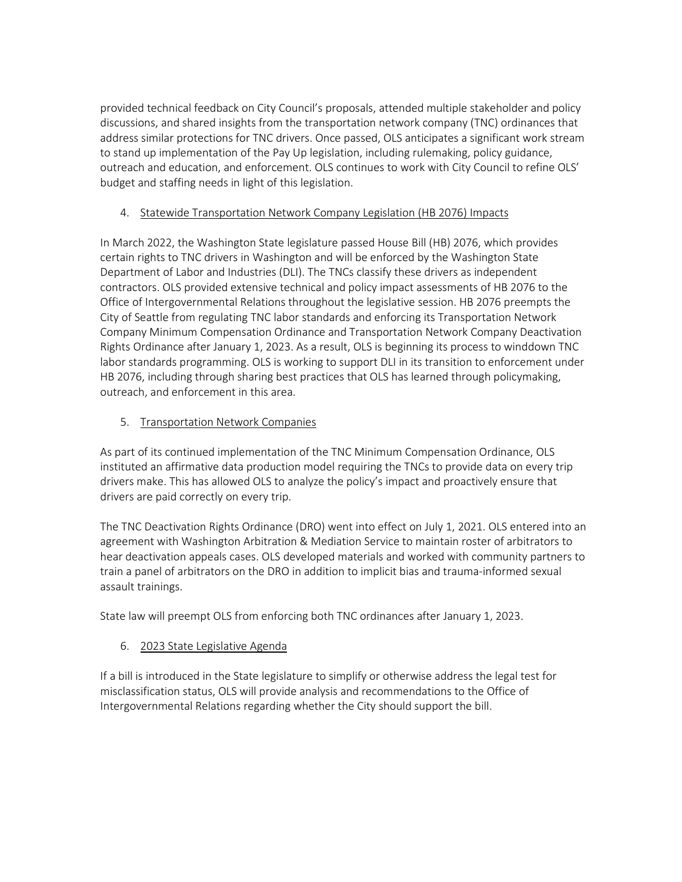provided technical feedback on City Council's proposals, attended multiple stakeholder and policy discussions, and shared insights from the transportation network company (TNC) ordinances that address similar protections for TNC drivers. Once passed, OLS anticipates a significant work stream to stand up implementation of the Pay Up legislation, including rulemaking, policy guidance, outreach and education, and enforcement. OLS continues to work with City Council to refine OLS' budget and staffing needs in light of this legislation.

4. Statewide Transportation Network Company Legislation (HB 2076) Impacts

In March 2022, the Washington State legislature passed House Bill (HB) 2076, which provides certain rights to TNC drivers in Washington and will be enforced by the Washington State Department of Labor and Industries (DLI). The TNCs classify these drivers as independent contractors. OLS provided extensive technical and policy impact assessments of HB 2076 to the Office of Intergovernmental Relations throughout the legislative session. HB 2076 preempts the City of Seattle from regulating TNC labor standards and enforcing its Transportation Network Company Minimum Compensation Ordinance and Transportation Network Company Deactivation Rights Ordinance after January 1, 2023. As a result, OLS is beginning its process to winddown TNC labor standards programming. OLS is working to support DLI in its transition to enforcement under HB 2076, including through sharing best practices that OLS has learned through policymaking, outreach, and enforcement in this area.

5. Transportation Network Companies

As part of its continued implementation of the TNC Minimum Compensation Ordinance, OLS instituted an affirmative data production model requiring the TNCs to provide data on every trip drivers make. This has allowed OLS to analyze the policy's impact and proactively ensure that drivers are paid correctly on every trip.

The TNC Deactivation Rights Ordinance (DRO) went into effect on July 1, 2021. OLS entered into an agreement with Washington Arbitration & Mediation Service to maintain roster of arbitrators to hear deactivation appeals cases. OLS developed materials and worked with community partners to train a panel of arbitrators on the DRO in addition to implicit bias and trauma-informed sexual assault trainings.

State law will preempt OLS from enforcing both TNC ordinances after January 1, 2023.

6. 2023 State Legislative Agenda

If a bill is introduced in the State legislature to simplify or otherwise address the legal test for misclassification status, OLS will provide analysis and recommendations to the Office of Intergovernmental Relations regarding whether the City should support the bill.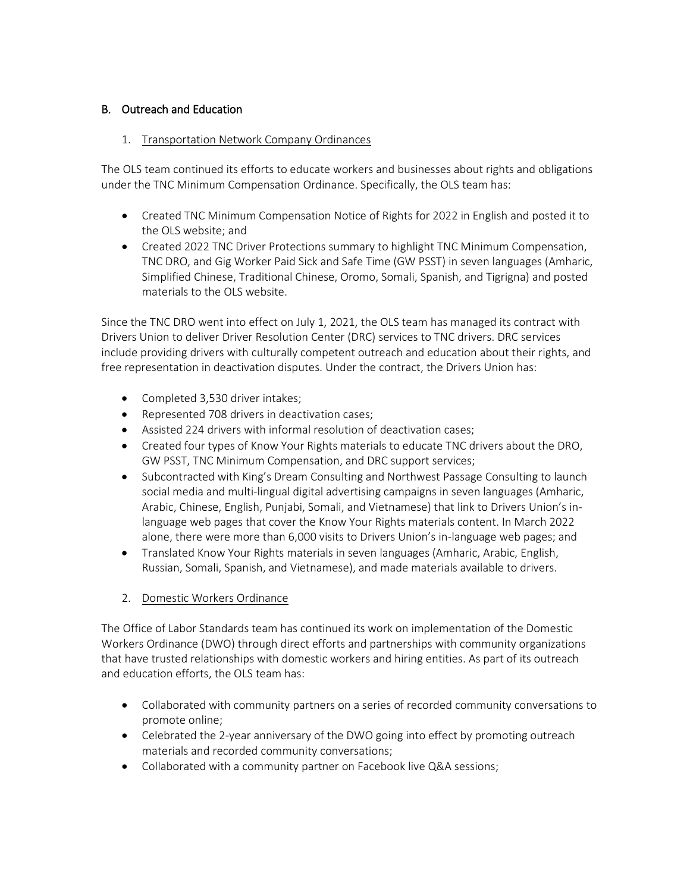## B. Outreach and Education

### 1. Transportation Network Company Ordinances

The OLS team continued its efforts to educate workers and businesses about rights and obligations under the TNC Minimum Compensation Ordinance. Specifically, the OLS team has:

- Created TNC Minimum Compensation Notice of Rights for 2022 in English and posted it to the OLS website; and
- Created 2022 TNC Driver Protections summary to highlight TNC Minimum Compensation, TNC DRO, and Gig Worker Paid Sick and Safe Time (GW PSST) in seven languages (Amharic, Simplified Chinese, Traditional Chinese, Oromo, Somali, Spanish, and Tigrigna) and posted materials to the OLS website.

Since the TNC DRO went into effect on July 1, 2021, the OLS team has managed its contract with Drivers Union to deliver Driver Resolution Center (DRC) services to TNC drivers. DRC services include providing drivers with culturally competent outreach and education about their rights, and free representation in deactivation disputes. Under the contract, the Drivers Union has:

- Completed 3,530 driver intakes;
- Represented 708 drivers in deactivation cases;
- Assisted 224 drivers with informal resolution of deactivation cases;
- Created four types of Know Your Rights materials to educate TNC drivers about the DRO, GW PSST, TNC Minimum Compensation, and DRC support services;
- Subcontracted with King's Dream Consulting and Northwest Passage Consulting to launch social media and multi-lingual digital advertising campaigns in seven languages (Amharic, Arabic, Chinese, English, Punjabi, Somali, and Vietnamese) that link to Drivers Union's in-language web pages that cover the Know Your Rights materials content. In March 2022 alone, there were more than 6,000 visits to Drivers Union's in-language web pages; and
- Translated Know Your Rights materials in seven languages (Amharic, Arabic, English, Russian, Somali, Spanish, and Vietnamese), and made materials available to drivers.

### 2. Domestic Workers Ordinance

The Office of Labor Standards team has continued its work on implementation of the Domestic Workers Ordinance (DWO) through direct efforts and partnerships with community organizations that have trusted relationships with domestic workers and hiring entities. As part of its outreach and education efforts, the OLS team has:

- Collaborated with community partners on a series of recorded community conversations to promote online;
- Celebrated the 2-year anniversary of the DWO going into effect by promoting outreach materials and recorded community conversations;
- Collaborated with a community partner on Facebook live Q&A sessions;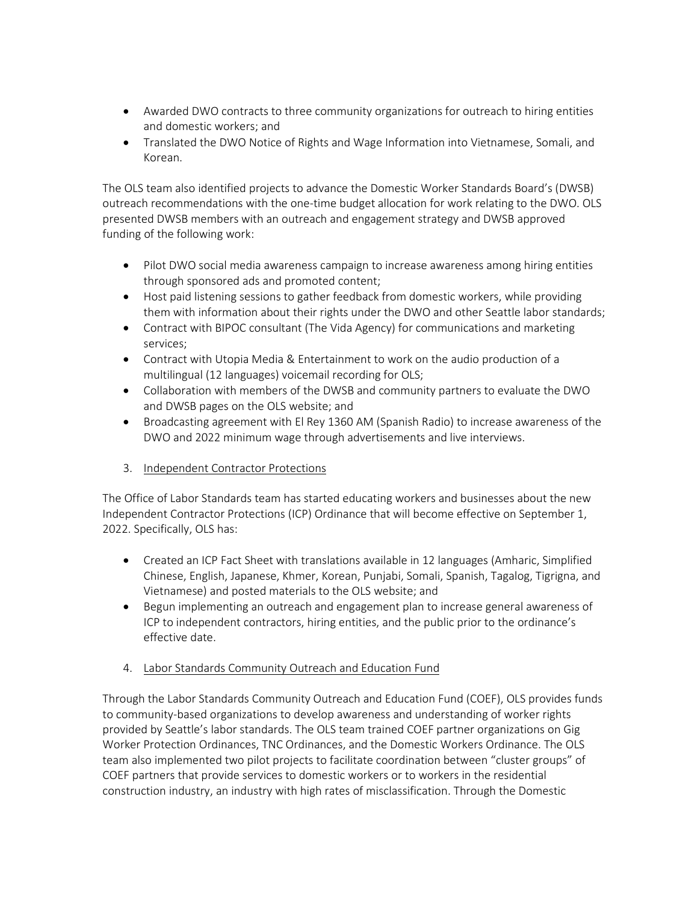- Awarded DWO contracts to three community organizations for outreach to hiring entities and domestic workers; and
- Translated the DWO Notice of Rights and Wage Information into Vietnamese, Somali, and Korean.

The OLS team also identified projects to advance the Domestic Worker Standards Board's (DWSB) outreach recommendations with the one-time budget allocation for work relating to the DWO. OLS presented DWSB members with an outreach and engagement strategy and DWSB approved funding of the following work:

- Pilot DWO social media awareness campaign to increase awareness among hiring entities through sponsored ads and promoted content;
- Host paid listening sessions to gather feedback from domestic workers, while providing them with information about their rights under the DWO and other Seattle labor standards;
- Contract with BIPOC consultant (The Vida Agency) for communications and marketing services;
- Contract with Utopia Media & Entertainment to work on the audio production of a multilingual (12 languages) voicemail recording for OLS;
- Collaboration with members of the DWSB and community partners to evaluate the DWO and DWSB pages on the OLS website; and
- Broadcasting agreement with El Rey 1360 AM (Spanish Radio) to increase awareness of the DWO and 2022 minimum wage through advertisements and live interviews.

3. <u>Independent Contractor Protections</u>

The Office of Labor Standards team has started educating workers and businesses about the new Independent Contractor Protections (ICP) Ordinance that will become effective on September 1, 2022. Specifically, OLS has:

- Created an ICP Fact Sheet with translations available in 12 languages (Amharic, Simplified Chinese, English, Japanese, Khmer, Korean, Punjabi, Somali, Spanish, Tagalog, Tigrigna, and Vietnamese) and posted materials to the OLS website; and
- Begun implementing an outreach and engagement plan to increase general awareness of ICP to independent contractors, hiring entities, and the public prior to the ordinance's effective date.

4. <u>Labor Standards Community Outreach and Education Fund</u>

Through the Labor Standards Community Outreach and Education Fund (COEF), OLS provides funds to community-based organizations to develop awareness and understanding of worker rights provided by Seattle's labor standards. The OLS team trained COEF partner organizations on Gig Worker Protection Ordinances, TNC Ordinances, and the Domestic Workers Ordinance. The OLS team also implemented two pilot projects to facilitate coordination between "cluster groups" of COEF partners that provide services to domestic workers or to workers in the residential construction industry, an industry with high rates of misclassification. Through the Domestic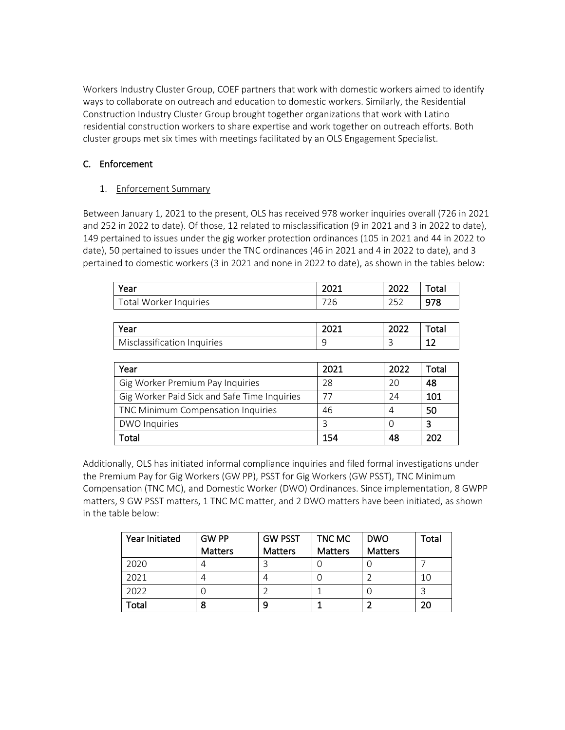Workers Industry Cluster Group, COEF partners that work with domestic workers aimed to identify ways to collaborate on outreach and education to domestic workers. Similarly, the Residential Construction Industry Cluster Group brought together organizations that work with Latino residential construction workers to share expertise and work together on outreach efforts. Both cluster groups met six times with meetings facilitated by an OLS Engagement Specialist.

## C. Enforcement

### 1. Enforcement Summary

Between January 1, 2021 to the present, OLS has received 978 worker inquiries overall (726 in 2021 and 252 in 2022 to date). Of those, 12 related to misclassification (9 in 2021 and 3 in 2022 to date), 149 pertained to issues under the gig worker protection ordinances (105 in 2021 and 44 in 2022 to date), 50 pertained to issues under the TNC ordinances (46 in 2021 and 4 in 2022 to date), and 3 pertained to domestic workers (3 in 2021 and none in 2022 to date), as shown in the tables below:

| Year | 2021 | 2022 | Total |
|---|---|---|---|
| Total Worker Inquiries | 726 | 252 | **978** |

| Year | 2021 | 2022 | Total |
|---|---|---|---|
| Misclassification Inquiries | 9 | 3 | **12** |

| Year | 2021 | 2022 | Total |
|---|---|---|---|
| Gig Worker Premium Pay Inquiries | 28 | 20 | **48** |
| Gig Worker Paid Sick and Safe Time Inquiries | 77 | 24 | **101** |
| TNC Minimum Compensation Inquiries | 46 | 4 | **50** |
| DWO Inquiries | 3 | 0 | **3** |
| **Total** | **154** | **48** | **202** |

Additionally, OLS has initiated informal compliance inquiries and filed formal investigations under the Premium Pay for Gig Workers (GW PP), PSST for Gig Workers (GW PSST), TNC Minimum Compensation (TNC MC), and Domestic Worker (DWO) Ordinances. Since implementation, 8 GWPP matters, 9 GW PSST matters, 1 TNC MC matter, and 2 DWO matters have been initiated, as shown in the table below:

| Year Initiated | GW PP Matters | GW PSST Matters | TNC MC Matters | DWO Matters | Total |
|---|---|---|---|---|---|
| 2020 | 4 | 3 | 0 | 0 | 7 |
| 2021 | 4 | 4 | 0 | 2 | 10 |
| 2022 | 0 | 2 | 1 | 0 | 3 |
| **Total** | **8** | **9** | **1** | **2** | **20** |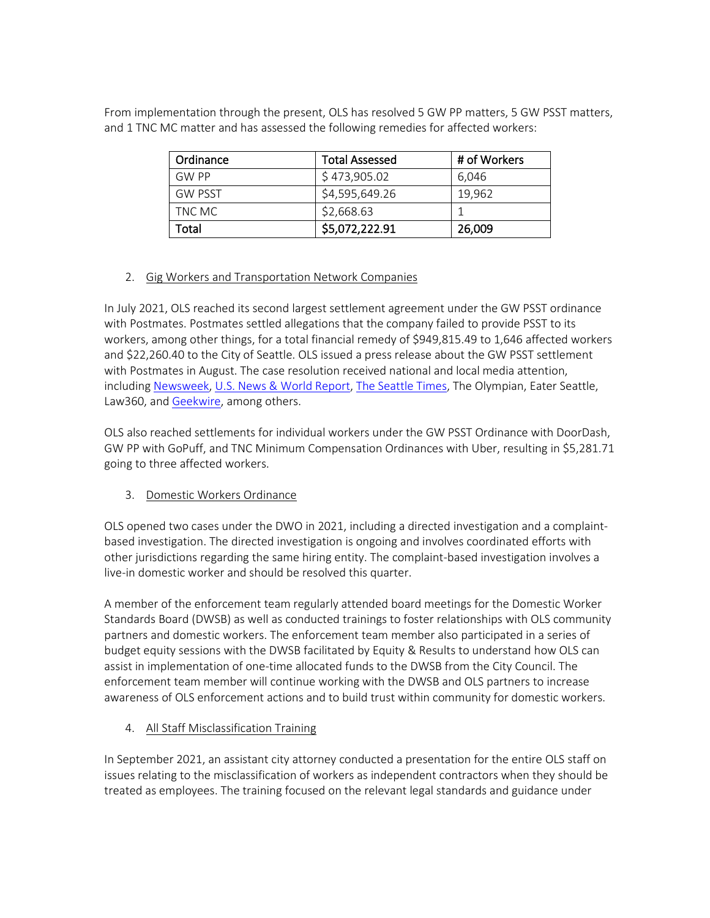From implementation through the present, OLS has resolved 5 GW PP matters, 5 GW PSST matters, and 1 TNC MC matter and has assessed the following remedies for affected workers:

| Ordinance | Total Assessed | # of Workers |
|---|---|---|
| GW PP | $ 473,905.02 | 6,046 |
| GW PSST | $4,595,649.26 | 19,962 |
| TNC MC | $2,668.63 | 1 |
| **Total** | **$5,072,222.91** | **26,009** |

2. Gig Workers and Transportation Network Companies

In July 2021, OLS reached its second largest settlement agreement under the GW PSST ordinance with Postmates. Postmates settled allegations that the company failed to provide PSST to its workers, among other things, for a total financial remedy of $949,815.49 to 1,646 affected workers and $22,260.40 to the City of Seattle. OLS issued a press release about the GW PSST settlement with Postmates in August. The case resolution received national and local media attention, including Newsweek, U.S. News & World Report, The Seattle Times, The Olympian, Eater Seattle, Law360, and Geekwire, among others.

OLS also reached settlements for individual workers under the GW PSST Ordinance with DoorDash, GW PP with GoPuff, and TNC Minimum Compensation Ordinances with Uber, resulting in $5,281.71 going to three affected workers.

3. Domestic Workers Ordinance

OLS opened two cases under the DWO in 2021, including a directed investigation and a complaint-based investigation. The directed investigation is ongoing and involves coordinated efforts with other jurisdictions regarding the same hiring entity. The complaint-based investigation involves a live-in domestic worker and should be resolved this quarter.

A member of the enforcement team regularly attended board meetings for the Domestic Worker Standards Board (DWSB) as well as conducted trainings to foster relationships with OLS community partners and domestic workers. The enforcement team member also participated in a series of budget equity sessions with the DWSB facilitated by Equity & Results to understand how OLS can assist in implementation of one-time allocated funds to the DWSB from the City Council. The enforcement team member will continue working with the DWSB and OLS partners to increase awareness of OLS enforcement actions and to build trust within community for domestic workers.

4. All Staff Misclassification Training

In September 2021, an assistant city attorney conducted a presentation for the entire OLS staff on issues relating to the misclassification of workers as independent contractors when they should be treated as employees. The training focused on the relevant legal standards and guidance under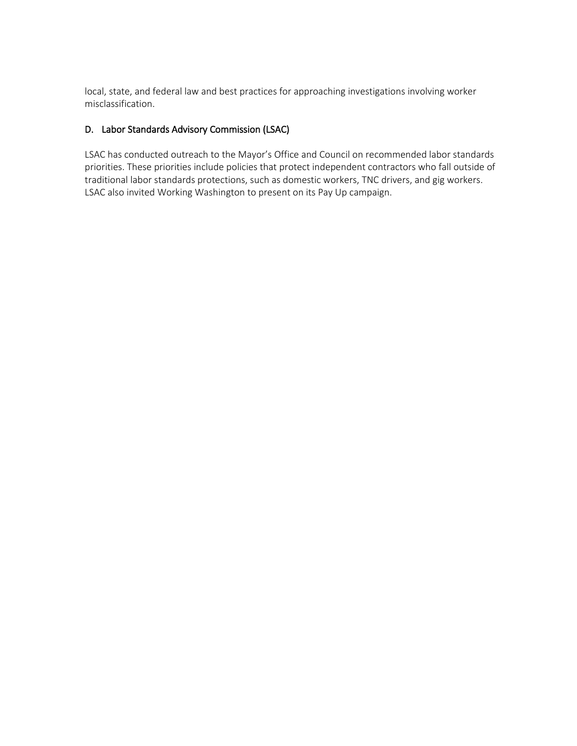local, state, and federal law and best practices for approaching investigations involving worker misclassification.

### D. Labor Standards Advisory Commission (LSAC)

LSAC has conducted outreach to the Mayor's Office and Council on recommended labor standards priorities. These priorities include policies that protect independent contractors who fall outside of traditional labor standards protections, such as domestic workers, TNC drivers, and gig workers. LSAC also invited Working Washington to present on its Pay Up campaign.